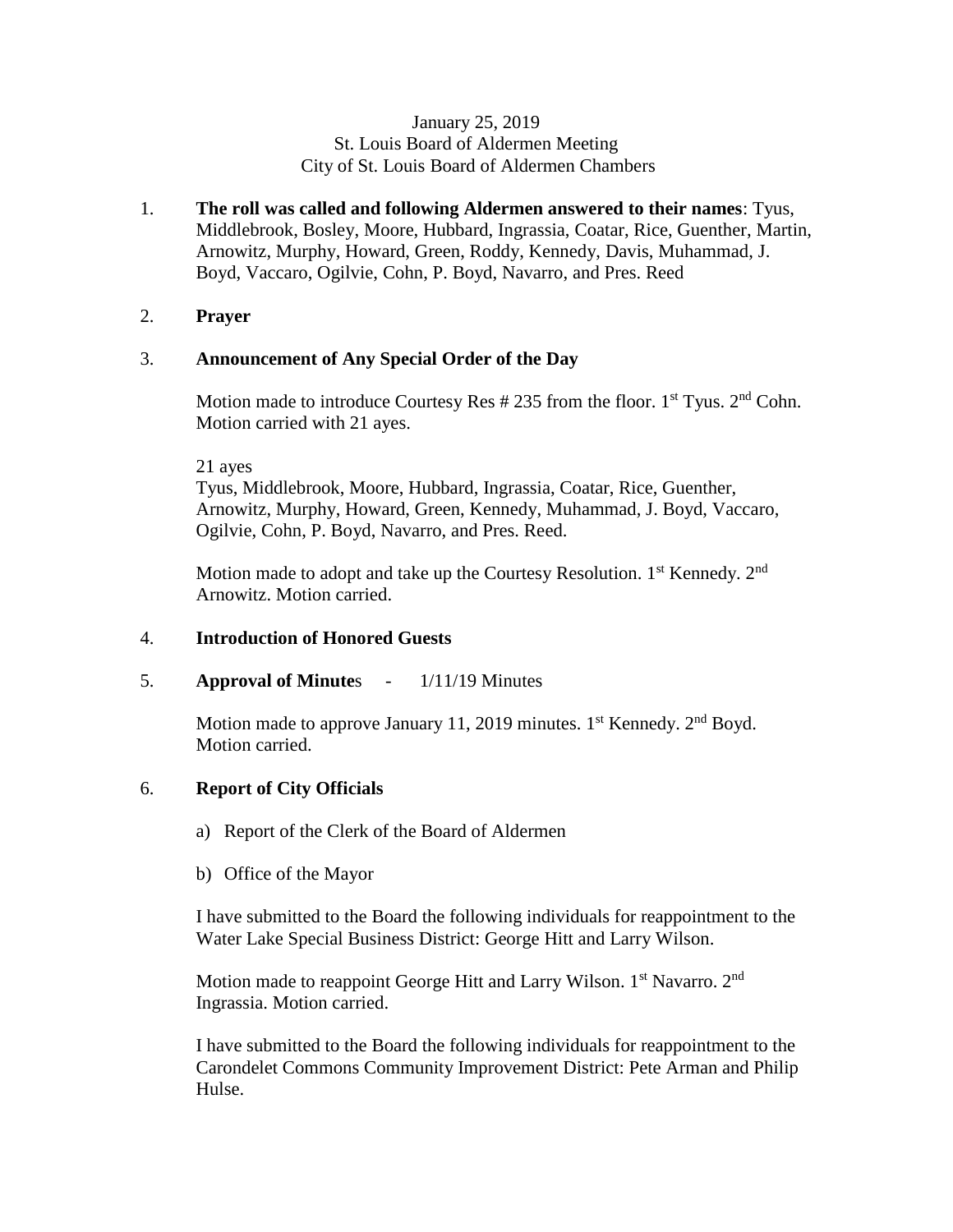January 25, 2019
St. Louis Board of Aldermen Meeting
City of St. Louis Board of Aldermen Chambers

1. **The roll was called and following Aldermen answered to their names**: Tyus, Middlebrook, Bosley, Moore, Hubbard, Ingrassia, Coatar, Rice, Guenther, Martin, Arnowitz, Murphy, Howard, Green, Roddy, Kennedy, Davis, Muhammad, J. Boyd, Vaccaro, Ogilvie, Cohn, P. Boyd, Navarro, and Pres. Reed

2. **Prayer**

3. **Announcement of Any Special Order of the Day**

   Motion made to introduce Courtesy Res # 235 from the floor. 1st Tyus. 2nd Cohn. Motion carried with 21 ayes.

   21 ayes
   Tyus, Middlebrook, Moore, Hubbard, Ingrassia, Coatar, Rice, Guenther, Arnowitz, Murphy, Howard, Green, Kennedy, Muhammad, J. Boyd, Vaccaro, Ogilvie, Cohn, P. Boyd, Navarro, and Pres. Reed.

   Motion made to adopt and take up the Courtesy Resolution. 1st Kennedy. 2nd Arnowitz. Motion carried.

4. **Introduction of Honored Guests**

5. **Approval of Minute**s - 1/11/19 Minutes

   Motion made to approve January 11, 2019 minutes. 1st Kennedy. 2nd Boyd. Motion carried.

6. **Report of City Officials**

   a) Report of the Clerk of the Board of Aldermen

   b) Office of the Mayor

   I have submitted to the Board the following individuals for reappointment to the Water Lake Special Business District: George Hitt and Larry Wilson.

   Motion made to reappoint George Hitt and Larry Wilson. 1st Navarro. 2nd Ingrassia. Motion carried.

   I have submitted to the Board the following individuals for reappointment to the Carondelet Commons Community Improvement District: Pete Arman and Philip Hulse.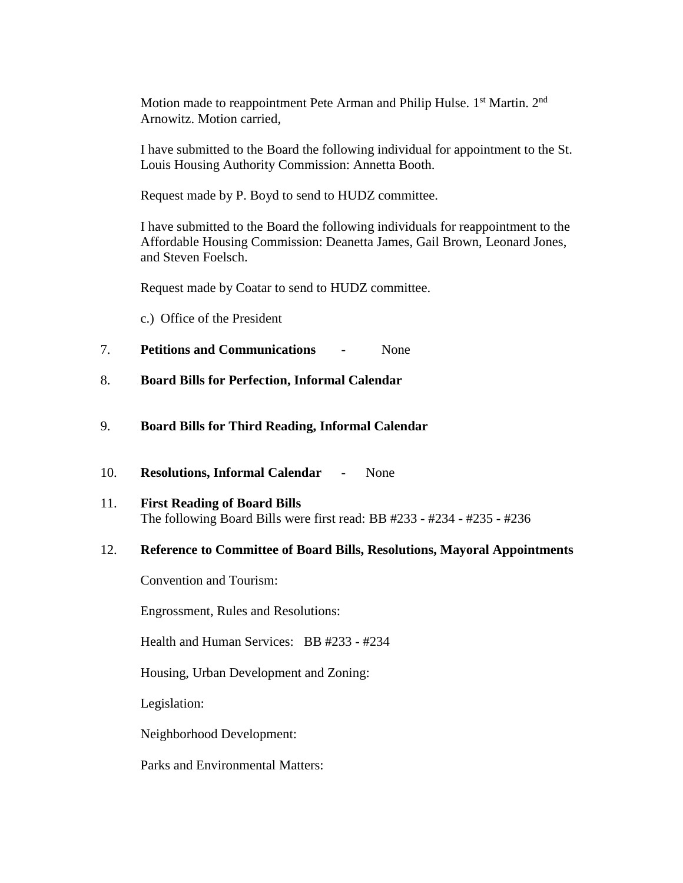Motion made to reappointment Pete Arman and Philip Hulse. 1st Martin. 2nd Arnowitz. Motion carried,

I have submitted to the Board the following individual for appointment to the St. Louis Housing Authority Commission: Annetta Booth.

Request made by P. Boyd to send to HUDZ committee.

I have submitted to the Board the following individuals for reappointment to the Affordable Housing Commission: Deanetta James, Gail Brown, Leonard Jones, and Steven Foelsch.

Request made by Coatar to send to HUDZ committee.

c.) Office of the President

7. **Petitions and Communications** - None

8. **Board Bills for Perfection, Informal Calendar**

9. **Board Bills for Third Reading, Informal Calendar**

10. **Resolutions, Informal Calendar** - None

11. **First Reading of Board Bills**
The following Board Bills were first read: BB #233 - #234 - #235 - #236

12. **Reference to Committee of Board Bills, Resolutions, Mayoral Appointments**

Convention and Tourism:

Engrossment, Rules and Resolutions:

Health and Human Services: BB #233 - #234

Housing, Urban Development and Zoning:

Legislation:

Neighborhood Development:

Parks and Environmental Matters: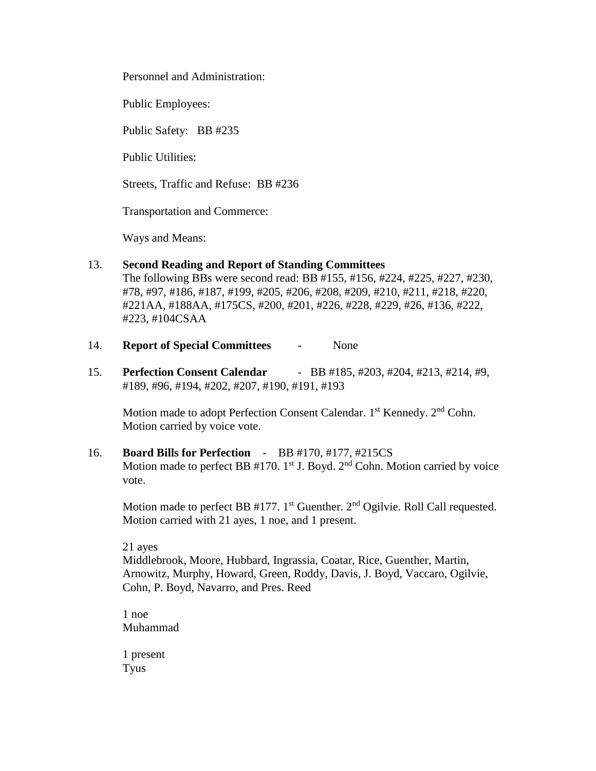Personnel and Administration:

Public Employees:

Public Safety: BB #235

Public Utilities:

Streets, Traffic and Refuse: BB #236

Transportation and Commerce:

Ways and Means:

13. **Second Reading and Report of Standing Committees**
The following BBs were second read: BB #155, #156, #224, #225, #227, #230, #78, #97, #186, #187, #199, #205, #206, #208, #209, #210, #211, #218, #220, #221AA, #188AA, #175CS, #200, #201, #226, #228, #229, #26, #136, #222, #223, #104CSAA

14. **Report of Special Committees** - None

15. **Perfection Consent Calendar** - BB #185, #203, #204, #213, #214, #9, #189, #96, #194, #202, #207, #190, #191, #193

Motion made to adopt Perfection Consent Calendar. 1st Kennedy. 2nd Cohn. Motion carried by voice vote.

16. **Board Bills for Perfection** - BB #170, #177, #215CS
Motion made to perfect BB #170. 1st J. Boyd. 2nd Cohn. Motion carried by voice vote.

Motion made to perfect BB #177. 1st Guenther. 2nd Ogilvie. Roll Call requested. Motion carried with 21 ayes, 1 noe, and 1 present.

21 ayes
Middlebrook, Moore, Hubbard, Ingrassia, Coatar, Rice, Guenther, Martin, Arnowitz, Murphy, Howard, Green, Roddy, Davis, J. Boyd, Vaccaro, Ogilvie, Cohn, P. Boyd, Navarro, and Pres. Reed

1 noe
Muhammad

1 present
Tyus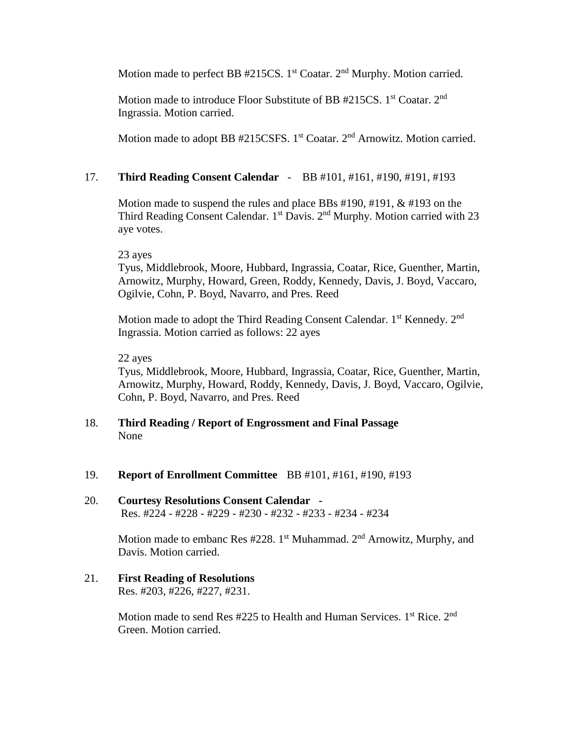Motion made to perfect BB #215CS. 1st Coatar. 2nd Murphy. Motion carried.

Motion made to introduce Floor Substitute of BB #215CS. 1st Coatar. 2nd Ingrassia. Motion carried.

Motion made to adopt BB #215CSFS. 1st Coatar. 2nd Arnowitz. Motion carried.

17. **Third Reading Consent Calendar** - BB #101, #161, #190, #191, #193

Motion made to suspend the rules and place BBs #190, #191, & #193 on the Third Reading Consent Calendar. 1st Davis. 2nd Murphy. Motion carried with 23 aye votes.

23 ayes
Tyus, Middlebrook, Moore, Hubbard, Ingrassia, Coatar, Rice, Guenther, Martin, Arnowitz, Murphy, Howard, Green, Roddy, Kennedy, Davis, J. Boyd, Vaccaro, Ogilvie, Cohn, P. Boyd, Navarro, and Pres. Reed

Motion made to adopt the Third Reading Consent Calendar. 1st Kennedy. 2nd Ingrassia. Motion carried as follows: 22 ayes

22 ayes
Tyus, Middlebrook, Moore, Hubbard, Ingrassia, Coatar, Rice, Guenther, Martin, Arnowitz, Murphy, Howard, Roddy, Kennedy, Davis, J. Boyd, Vaccaro, Ogilvie, Cohn, P. Boyd, Navarro, and Pres. Reed

18. **Third Reading / Report of Engrossment and Final Passage**
None

19. **Report of Enrollment Committee** BB #101, #161, #190, #193

20. **Courtesy Resolutions Consent Calendar** -
Res. #224 - #228 - #229 - #230 - #232 - #233 - #234 - #234

Motion made to embanc Res #228. 1st Muhammad. 2nd Arnowitz, Murphy, and Davis. Motion carried.

21. **First Reading of Resolutions**
Res. #203, #226, #227, #231.

Motion made to send Res #225 to Health and Human Services. 1st Rice. 2nd Green. Motion carried.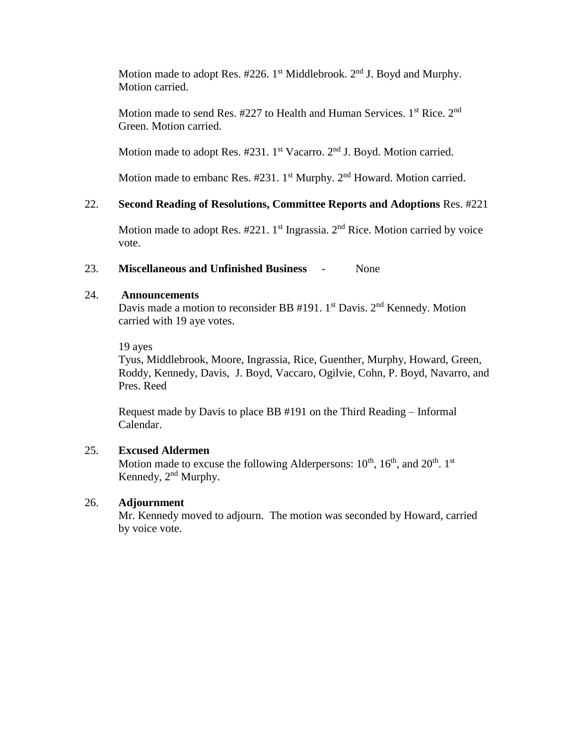Motion made to adopt Res. #226. 1st Middlebrook. 2nd J. Boyd and Murphy. Motion carried.

Motion made to send Res. #227 to Health and Human Services. 1st Rice. 2nd Green. Motion carried.

Motion made to adopt Res. #231. 1st Vacarro. 2nd J. Boyd. Motion carried.

Motion made to embanc Res. #231. 1st Murphy. 2nd Howard. Motion carried.

22. **Second Reading of Resolutions, Committee Reports and Adoptions** Res. #221

Motion made to adopt Res. #221. 1st Ingrassia. 2nd Rice. Motion carried by voice vote.

23. **Miscellaneous and Unfinished Business** - None

24. **Announcements**

Davis made a motion to reconsider BB #191. 1st Davis. 2nd Kennedy. Motion carried with 19 aye votes.

19 ayes
Tyus, Middlebrook, Moore, Ingrassia, Rice, Guenther, Murphy, Howard, Green, Roddy, Kennedy, Davis, J. Boyd, Vaccaro, Ogilvie, Cohn, P. Boyd, Navarro, and Pres. Reed

Request made by Davis to place BB #191 on the Third Reading – Informal Calendar.

25. **Excused Aldermen**

Motion made to excuse the following Alderpersons: 10th, 16th, and 20th. 1st Kennedy, 2nd Murphy.

26. **Adjournment**

Mr. Kennedy moved to adjourn. The motion was seconded by Howard, carried by voice vote.